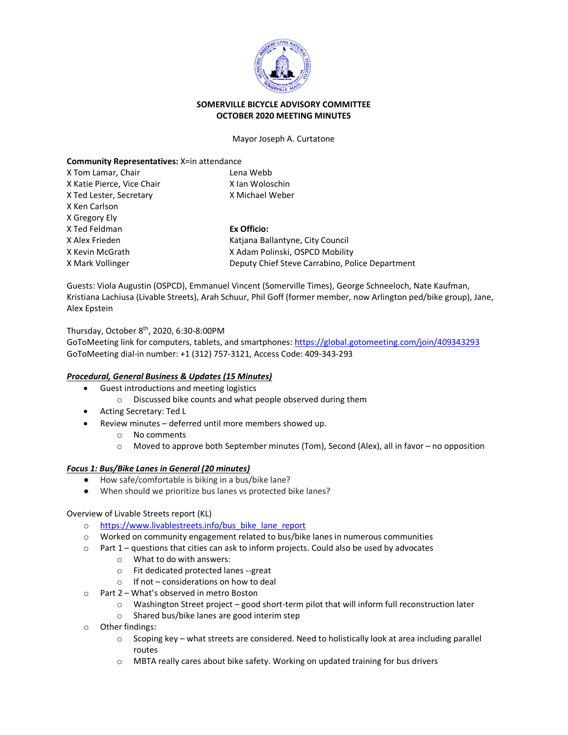# SOMERVILLE BICYCLE ADVISORY COMMITTEE
# OCTOBER 2020 MEETING MINUTES

Mayor Joseph A. Curtatone

**Community Representatives:** X=in attendance

X Tom Lamar, Chair
X Katie Pierce, Vice Chair
X Ted Lester, Secretary
X Ken Carlson
X Gregory Ely
X Ted Feldman
X Alex Frieden
X Kevin McGrath
X Mark Vollinger
Lena Webb
X Ian Woloschin
X Michael Weber

**Ex Officio:**
Katjana Ballantyne, City Council
X Adam Polinski, OSPCD Mobility
Deputy Chief Steve Carrabino, Police Department

Guests: Viola Augustin (OSPCD), Emmanuel Vincent (Somerville Times), George Schneeloch, Nate Kaufman, Kristiana Lachiusa (Livable Streets), Arah Schuur, Phil Goff (former member, now Arlington ped/bike group), Jane, Alex Epstein

Thursday, October 8th, 2020, 6:30-8:00PM
GoToMeeting link for computers, tablets, and smartphones: https://global.gotomeeting.com/join/409343293
GoToMeeting dial-in number: +1 (312) 757-3121, Access Code: 409-343-293

***Procedural, General Business & Updates (15 Minutes)***

- Guest introductions and meeting logistics
    - Discussed bike counts and what people observed during them
- Acting Secretary: Ted L
- Review minutes – deferred until more members showed up.
    - No comments
    - Moved to approve both September minutes (Tom), Second (Alex), all in favor – no opposition

***Focus 1: Bus/Bike Lanes in General (20 minutes)***

- How safe/comfortable is biking in a bus/bike lane?
- When should we prioritize bus lanes vs protected bike lanes?

Overview of Livable Streets report (KL)

- https://www.livablestreets.info/bus_bike_lane_report
- Worked on community engagement related to bus/bike lanes in numerous communities
- Part 1 – questions that cities can ask to inform projects. Could also be used by advocates
    - What to do with answers:
    - Fit dedicated protected lanes --great
    - If not – considerations on how to deal
- Part 2 – What's observed in metro Boston
    - Washington Street project – good short-term pilot that will inform full reconstruction later
    - Shared bus/bike lanes are good interim step
- Other findings:
    - Scoping key – what streets are considered. Need to holistically look at area including parallel routes
    - MBTA really cares about bike safety. Working on updated training for bus drivers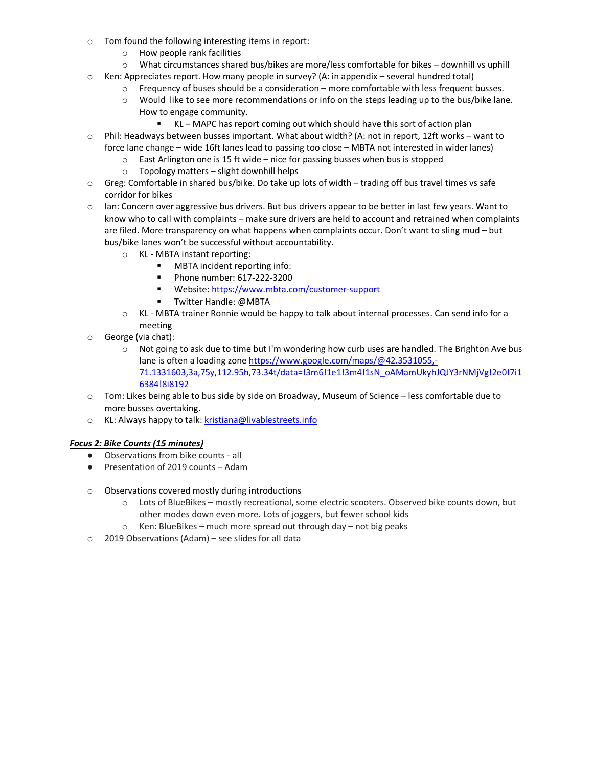- Tom found the following interesting items in report:
  - How people rank facilities
  - What circumstances shared bus/bikes are more/less comfortable for bikes – downhill vs uphill
- Ken: Appreciates report. How many people in survey? (A: in appendix – several hundred total)
  - Frequency of buses should be a consideration – more comfortable with less frequent busses.
  - Would like to see more recommendations or info on the steps leading up to the bus/bike lane. How to engage community.
    - KL – MAPC has report coming out which should have this sort of action plan
- Phil: Headways between busses important. What about width? (A: not in report, 12ft works – want to force lane change – wide 16ft lanes lead to passing too close – MBTA not interested in wider lanes)
  - East Arlington one is 15 ft wide – nice for passing busses when bus is stopped
  - Topology matters – slight downhill helps
- Greg: Comfortable in shared bus/bike. Do take up lots of width – trading off bus travel times vs safe corridor for bikes
- Ian: Concern over aggressive bus drivers. But bus drivers appear to be better in last few years. Want to know who to call with complaints – make sure drivers are held to account and retrained when complaints are filed. More transparency on what happens when complaints occur. Don't want to sling mud – but bus/bike lanes won't be successful without accountability.
  - KL - MBTA instant reporting:
    - MBTA incident reporting info:
    - Phone number: 617-222-3200
    - Website: [https://www.mbta.com/customer-support](https://www.mbta.com/customer-support)
    - Twitter Handle: @MBTA
  - KL - MBTA trainer Ronnie would be happy to talk about internal processes. Can send info for a meeting
- George (via chat):
  - Not going to ask due to time but I'm wondering how curb uses are handled. The Brighton Ave bus lane is often a loading zone [https://www.google.com/maps/@42.3531055,-71.1331603,3a,75y,112.95h,73.34t/data=!3m6!1e1!3m4!1sN_oAMamUkyhJQJY3rNMjVg!2e0!7i16384!8i8192](https://www.google.com/maps/@42.3531055,-71.1331603,3a,75y,112.95h,73.34t/data=!3m6!1e1!3m4!1sN_oAMamUkyhJQJY3rNMjVg!2e0!7i16384!8i8192)
- Tom: Likes being able to bus side by side on Broadway, Museum of Science – less comfortable due to more busses overtaking.
- KL: Always happy to talk: [kristiana@livablestreets.info](mailto:kristiana@livablestreets.info)

***Focus 2: Bike Counts (15 minutes)***

- Observations from bike counts - all
- Presentation of 2019 counts – Adam

- Observations covered mostly during introductions
  - Lots of BlueBikes – mostly recreational, some electric scooters. Observed bike counts down, but other modes down even more. Lots of joggers, but fewer school kids
  - Ken: BlueBikes – much more spread out through day – not big peaks
- 2019 Observations (Adam) – see slides for all data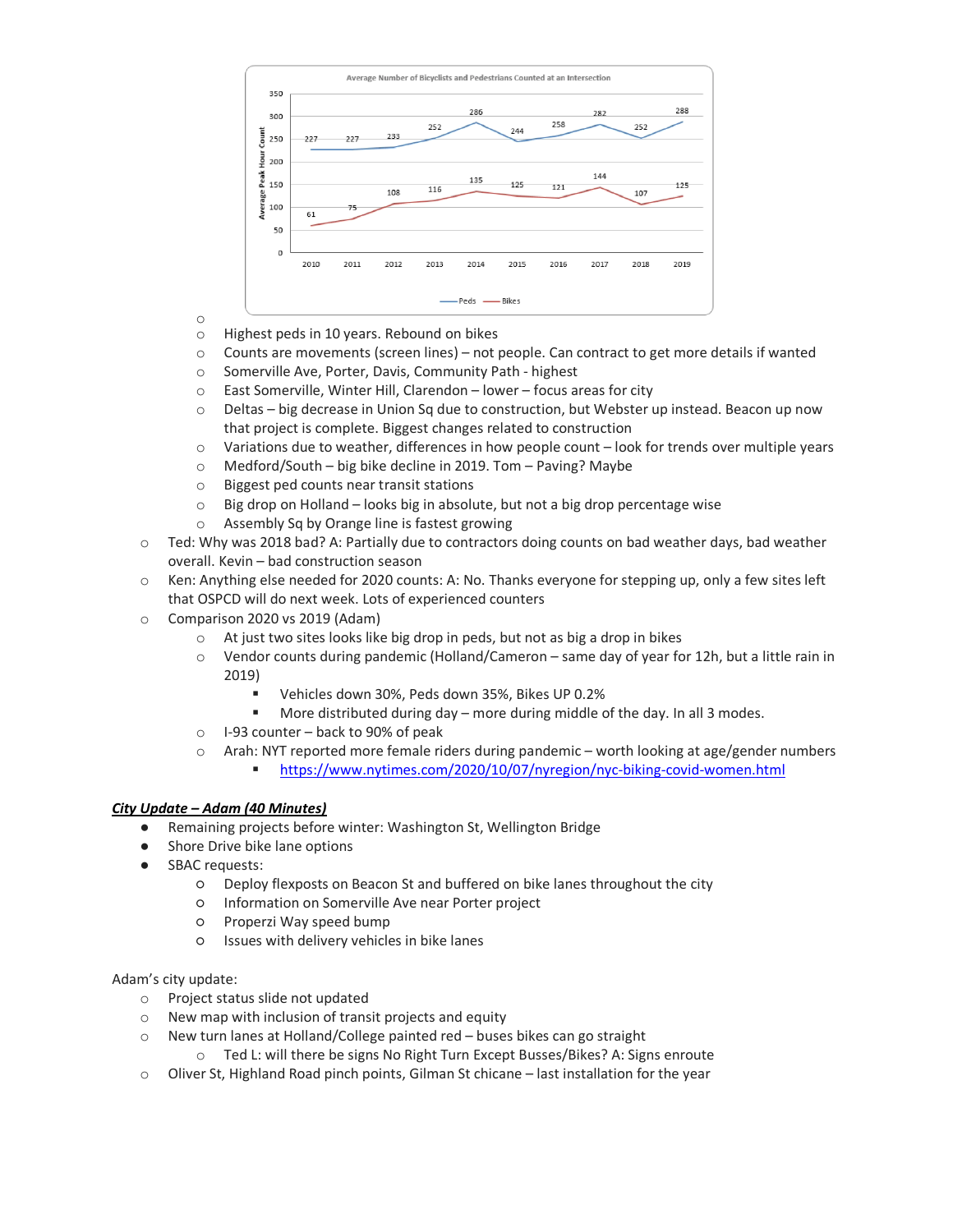- Highest peds in 10 years. Rebound on bikes
  - Counts are movements (screen lines) – not people. Can contract to get more details if wanted
  - Somerville Ave, Porter, Davis, Community Path - highest
  - East Somerville, Winter Hill, Clarendon – lower – focus areas for city
  - Deltas – big decrease in Union Sq due to construction, but Webster up instead. Beacon up now that project is complete. Biggest changes related to construction
  - Variations due to weather, differences in how people count – look for trends over multiple years
  - Medford/South – big bike decline in 2019. Tom – Paving? Maybe
  - Biggest ped counts near transit stations
  - Big drop on Holland – looks big in absolute, but not a big drop percentage wise
  - Assembly Sq by Orange line is fastest growing
- Ted: Why was 2018 bad? A: Partially due to contractors doing counts on bad weather days, bad weather overall. Kevin – bad construction season
- Ken: Anything else needed for 2020 counts: A: No. Thanks everyone for stepping up, only a few sites left that OSPCD will do next week. Lots of experienced counters
- Comparison 2020 vs 2019 (Adam)
  - At just two sites looks like big drop in peds, but not as big a drop in bikes
  - Vendor counts during pandemic (Holland/Cameron – same day of year for 12h, but a little rain in 2019)
    - Vehicles down 30%, Peds down 35%, Bikes UP 0.2%
    - More distributed during day – more during middle of the day. In all 3 modes.
  - I-93 counter – back to 90% of peak
  - Arah: NYT reported more female riders during pandemic – worth looking at age/gender numbers
    - https://www.nytimes.com/2020/10/07/nyregion/nyc-biking-covid-women.html

***City Update – Adam (40 Minutes)***

- Remaining projects before winter: Washington St, Wellington Bridge
- Shore Drive bike lane options
- SBAC requests:
  - Deploy flexposts on Beacon St and buffered on bike lanes throughout the city
  - Information on Somerville Ave near Porter project
  - Properzi Way speed bump
  - Issues with delivery vehicles in bike lanes

Adam's city update:

- Project status slide not updated
- New map with inclusion of transit projects and equity
- New turn lanes at Holland/College painted red – buses bikes can go straight
  - Ted L: will there be signs No Right Turn Except Busses/Bikes? A: Signs enroute
- Oliver St, Highland Road pinch points, Gilman St chicane – last installation for the year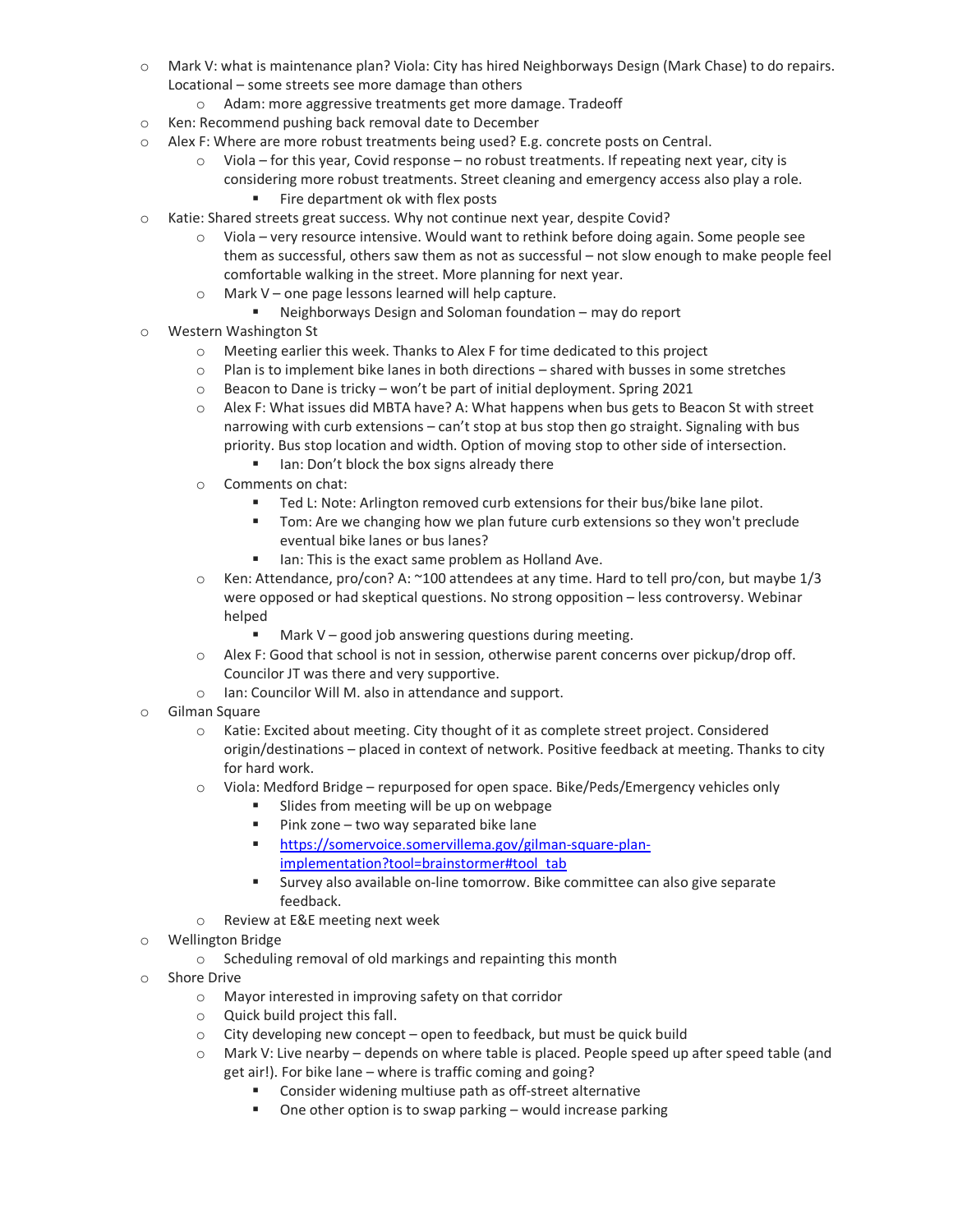- Mark V: what is maintenance plan? Viola: City has hired Neighborways Design (Mark Chase) to do repairs. Locational – some streets see more damage than others
    - Adam: more aggressive treatments get more damage. Tradeoff
- Ken: Recommend pushing back removal date to December
- Alex F: Where are more robust treatments being used? E.g. concrete posts on Central.
    - Viola – for this year, Covid response – no robust treatments. If repeating next year, city is considering more robust treatments. Street cleaning and emergency access also play a role.
        - Fire department ok with flex posts
- Katie: Shared streets great success. Why not continue next year, despite Covid?
    - Viola – very resource intensive. Would want to rethink before doing again. Some people see them as successful, others saw them as not as successful – not slow enough to make people feel comfortable walking in the street. More planning for next year.
    - Mark V – one page lessons learned will help capture.
        - Neighborways Design and Soloman foundation – may do report
- Western Washington St
    - Meeting earlier this week. Thanks to Alex F for time dedicated to this project
    - Plan is to implement bike lanes in both directions – shared with busses in some stretches
    - Beacon to Dane is tricky – won't be part of initial deployment. Spring 2021
    - Alex F: What issues did MBTA have? A: What happens when bus gets to Beacon St with street narrowing with curb extensions – can't stop at bus stop then go straight. Signaling with bus priority. Bus stop location and width. Option of moving stop to other side of intersection.
        - Ian: Don't block the box signs already there
    - Comments on chat:
        - Ted L: Note: Arlington removed curb extensions for their bus/bike lane pilot.
        - Tom: Are we changing how we plan future curb extensions so they won't preclude eventual bike lanes or bus lanes?
        - Ian: This is the exact same problem as Holland Ave.
    - Ken: Attendance, pro/con? A: ~100 attendees at any time. Hard to tell pro/con, but maybe 1/3 were opposed or had skeptical questions. No strong opposition – less controversy. Webinar helped
        - Mark V – good job answering questions during meeting.
    - Alex F: Good that school is not in session, otherwise parent concerns over pickup/drop off. Councilor JT was there and very supportive.
    - Ian: Councilor Will M. also in attendance and support.
- Gilman Square
    - Katie: Excited about meeting. City thought of it as complete street project. Considered origin/destinations – placed in context of network. Positive feedback at meeting. Thanks to city for hard work.
    - Viola: Medford Bridge – repurposed for open space. Bike/Peds/Emergency vehicles only
        - Slides from meeting will be up on webpage
        - Pink zone – two way separated bike lane
        - https://somervoice.somervillema.gov/gilman-square-plan-implementation?tool=brainstormer#tool_tab
        - Survey also available on-line tomorrow. Bike committee can also give separate feedback.
    - Review at E&E meeting next week
- Wellington Bridge
    - Scheduling removal of old markings and repainting this month
- Shore Drive
    - Mayor interested in improving safety on that corridor
    - Quick build project this fall.
    - City developing new concept – open to feedback, but must be quick build
    - Mark V: Live nearby – depends on where table is placed. People speed up after speed table (and get air!). For bike lane – where is traffic coming and going?
        - Consider widening multiuse path as off-street alternative
        - One other option is to swap parking – would increase parking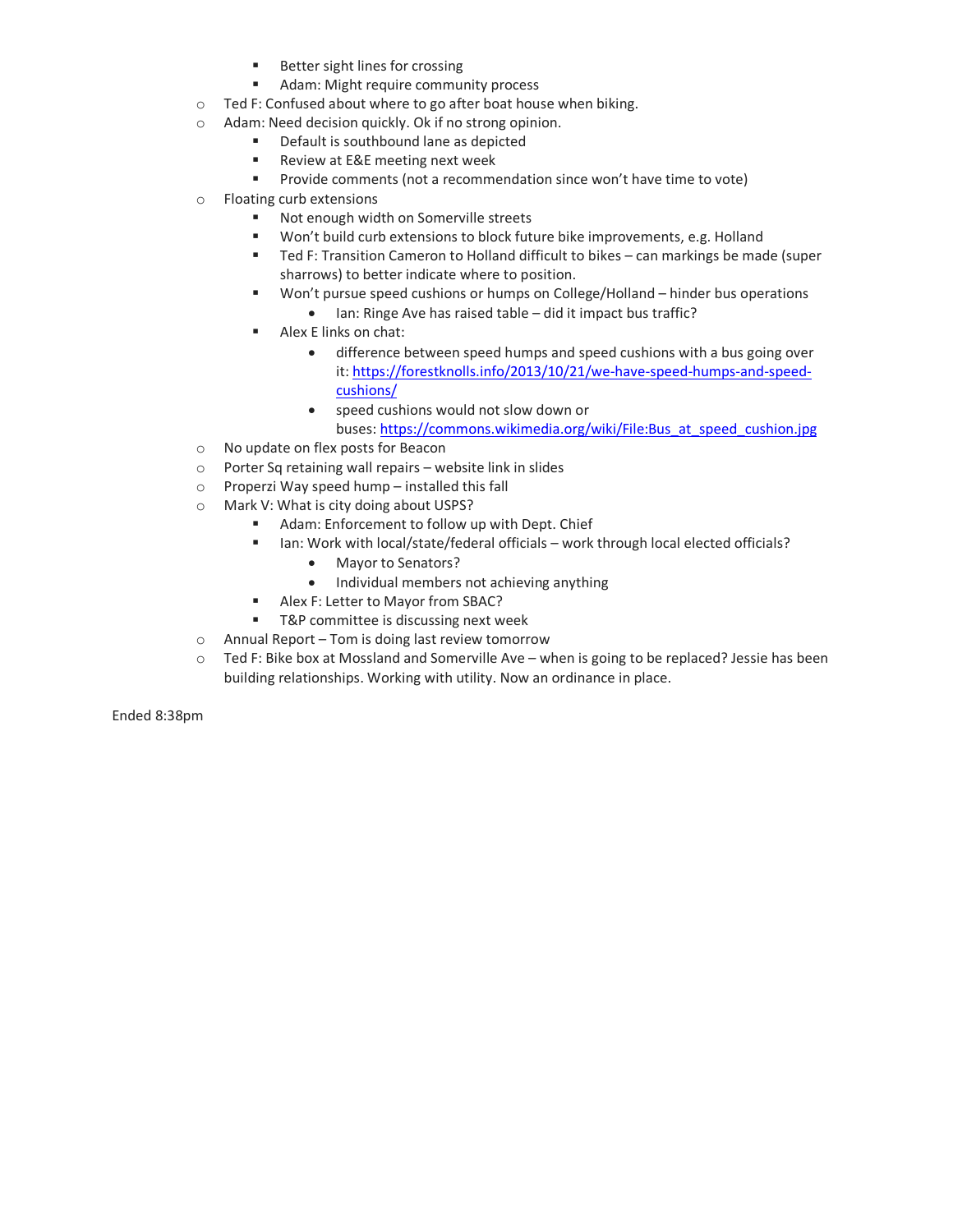- Better sight lines for crossing
        - Adam: Might require community process
    - Ted F: Confused about where to go after boat house when biking.
    - Adam: Need decision quickly. Ok if no strong opinion.
        - Default is southbound lane as depicted
        - Review at E&E meeting next week
        - Provide comments (not a recommendation since won't have time to vote)
    - Floating curb extensions
        - Not enough width on Somerville streets
        - Won't build curb extensions to block future bike improvements, e.g. Holland
        - Ted F: Transition Cameron to Holland difficult to bikes – can markings be made (super sharrows) to better indicate where to position.
        - Won't pursue speed cushions or humps on College/Holland – hinder bus operations
            - Ian: Ringe Ave has raised table – did it impact bus traffic?
        - Alex E links on chat:
            - difference between speed humps and speed cushions with a bus going over it: https://forestknolls.info/2013/10/21/we-have-speed-humps-and-speed-cushions/
            - speed cushions would not slow down or buses: https://commons.wikimedia.org/wiki/File:Bus_at_speed_cushion.jpg
    - No update on flex posts for Beacon
    - Porter Sq retaining wall repairs – website link in slides
    - Properzi Way speed hump – installed this fall
    - Mark V: What is city doing about USPS?
        - Adam: Enforcement to follow up with Dept. Chief
        - Ian: Work with local/state/federal officials – work through local elected officials?
            - Mayor to Senators?
            - Individual members not achieving anything
        - Alex F: Letter to Mayor from SBAC?
        - T&P committee is discussing next week
    - Annual Report – Tom is doing last review tomorrow
    - Ted F: Bike box at Mossland and Somerville Ave – when is going to be replaced? Jessie has been building relationships. Working with utility. Now an ordinance in place.

Ended 8:38pm